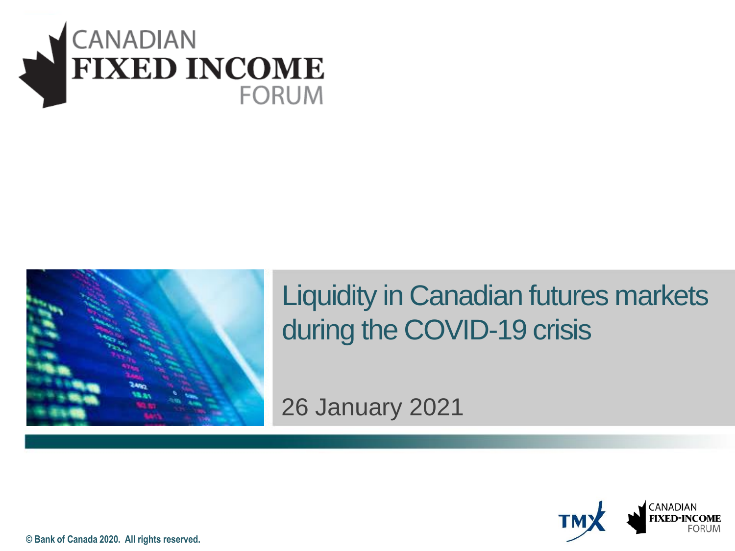# CANADIAN FIXED INCOME FORUM

## Liquidity in Canadian futures markets during the COVID-19 crisis

26 January 2021

TMX

CANADIAN FIXED-INCOME FORUM

© Bank of Canada 2020. All rights reserved.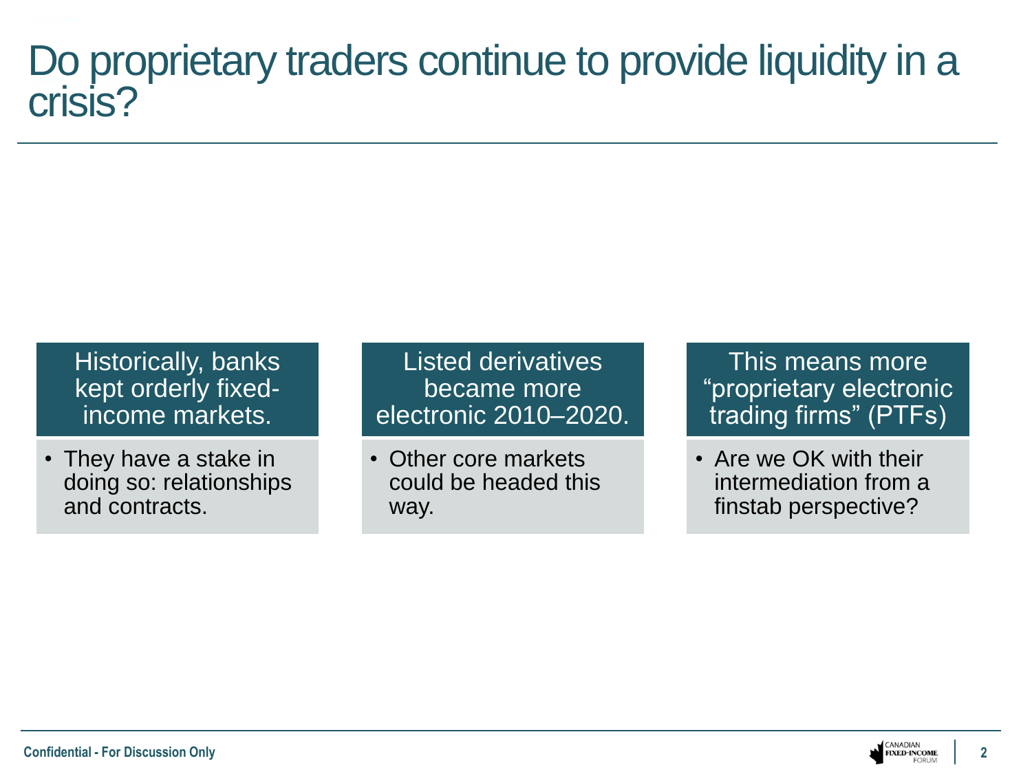# Do proprietary traders continue to provide liquidity in a crisis?

**Historically, banks kept orderly fixed-income markets.**

- They have a stake in doing so: relationships and contracts.

**Listed derivatives became more electronic 2010–2020.**

- Other core markets could be headed this way.

**This means more "proprietary electronic trading firms" (PTFs)**

- Are we OK with their intermediation from a finstab perspective?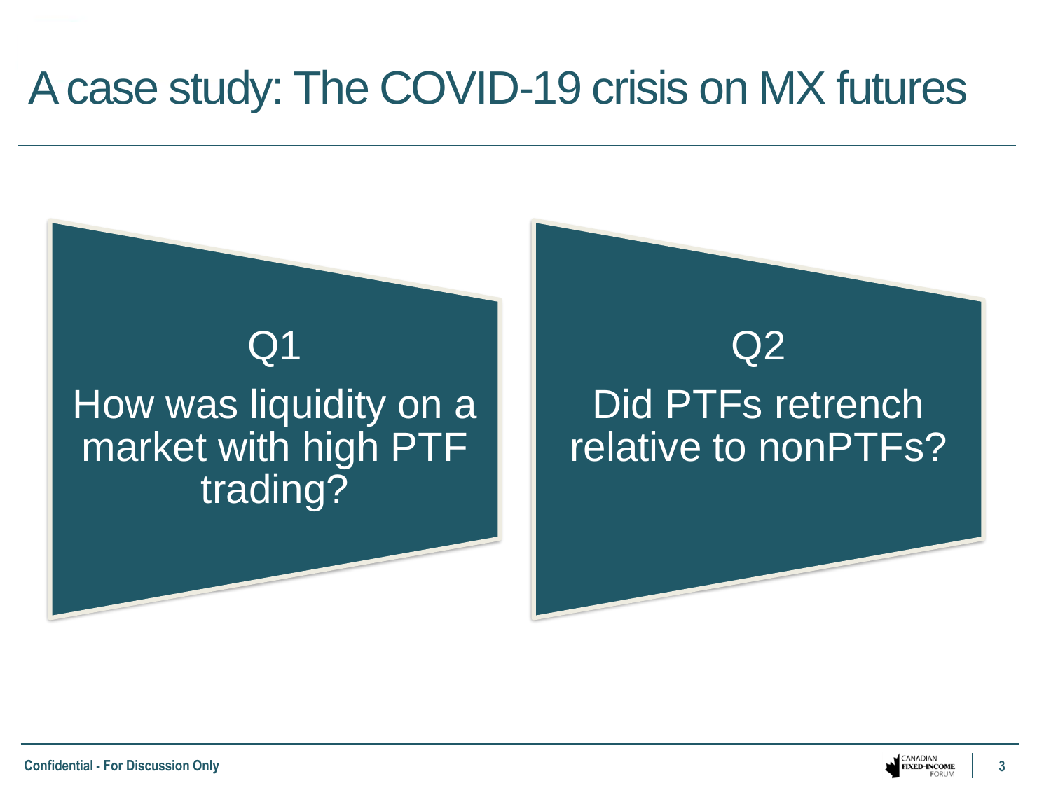# A case study: The COVID-19 crisis on MX futures

**Q1**

How was liquidity on a market with high PTF trading?

**Q2**

Did PTFs retrench relative to nonPTFs?

Confidential - For Discussion Only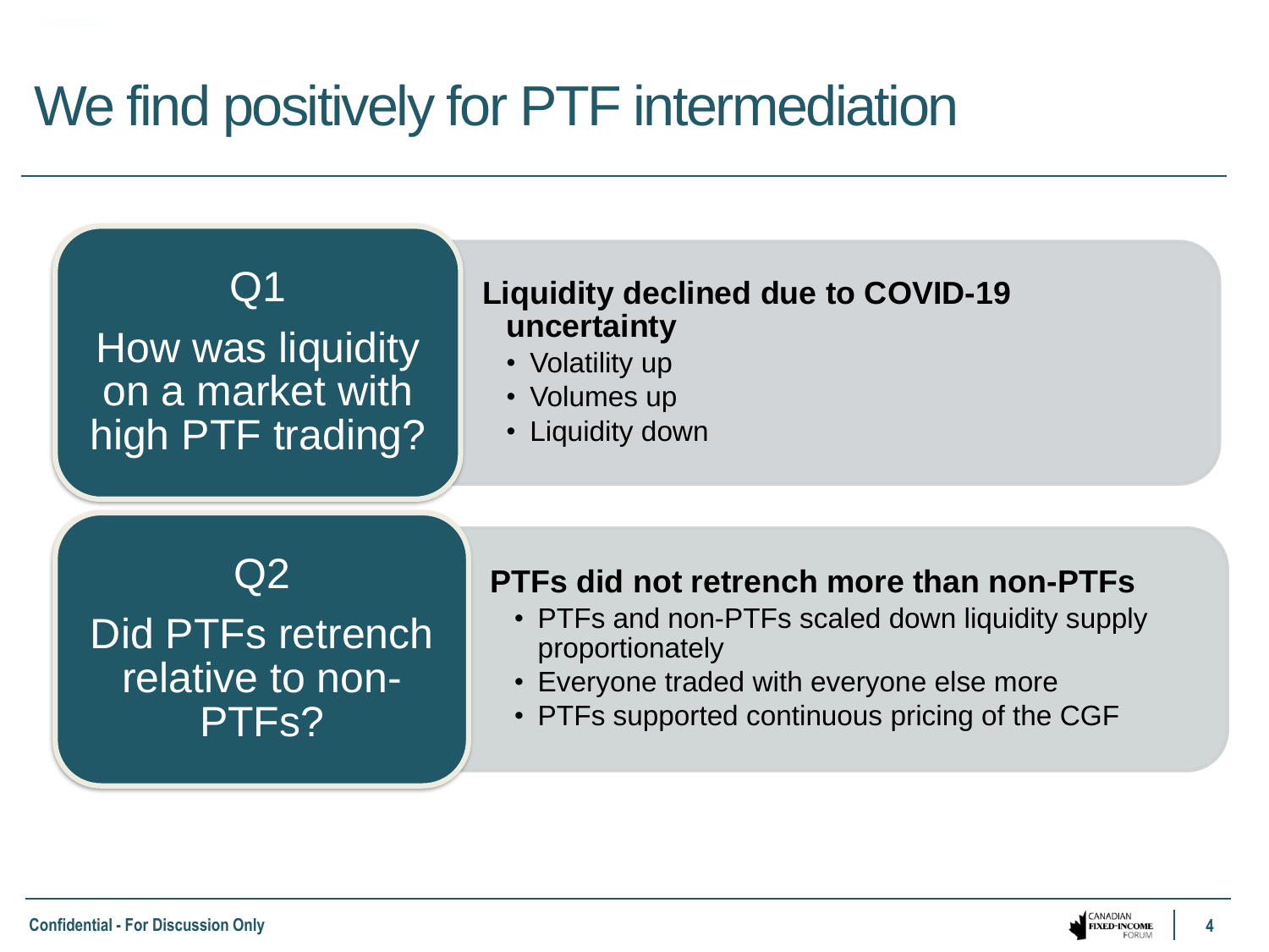# We find positively for PTF intermediation

## Q1

How was liquidity on a market with high PTF trading?

**Liquidity declined due to COVID-19 uncertainty**

- Volatility up
- Volumes up
- Liquidity down

## Q2

Did PTFs retrench relative to non-PTFs?

**PTFs did not retrench more than non-PTFs**

- PTFs and non-PTFs scaled down liquidity supply proportionately
- Everyone traded with everyone else more
- PTFs supported continuous pricing of the CGF

Confidential - For Discussion Only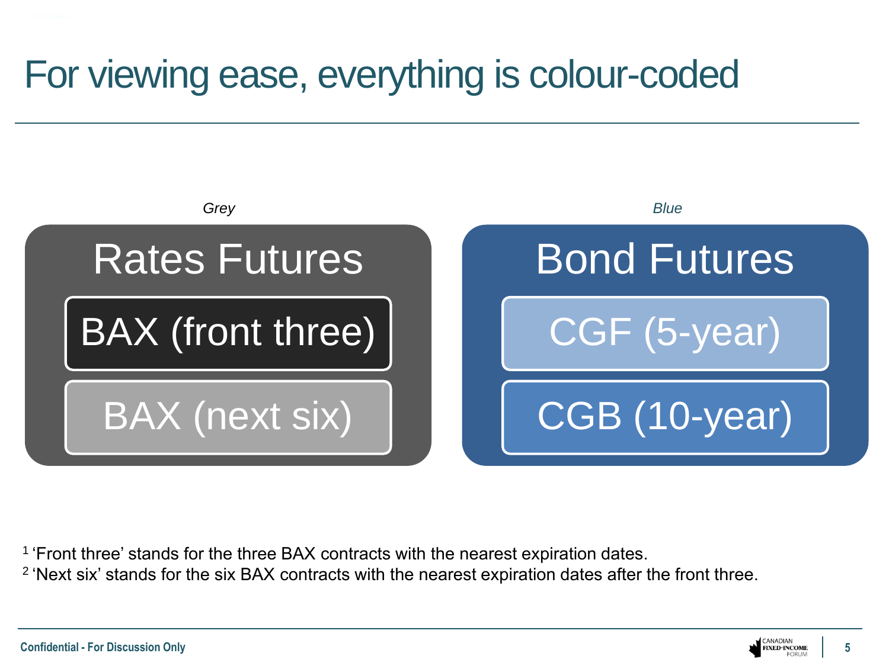# For viewing ease, everything is colour-coded

*Grey*

**Rates Futures**

- BAX (front three)
- BAX (next six)

*Blue*

**Bond Futures**

- CGF (5-year)
- CGB (10-year)

[1] 'Front three' stands for the three BAX contracts with the nearest expiration dates.
[2] 'Next six' stands for the six BAX contracts with the nearest expiration dates after the front three.

Confidential - For Discussion Only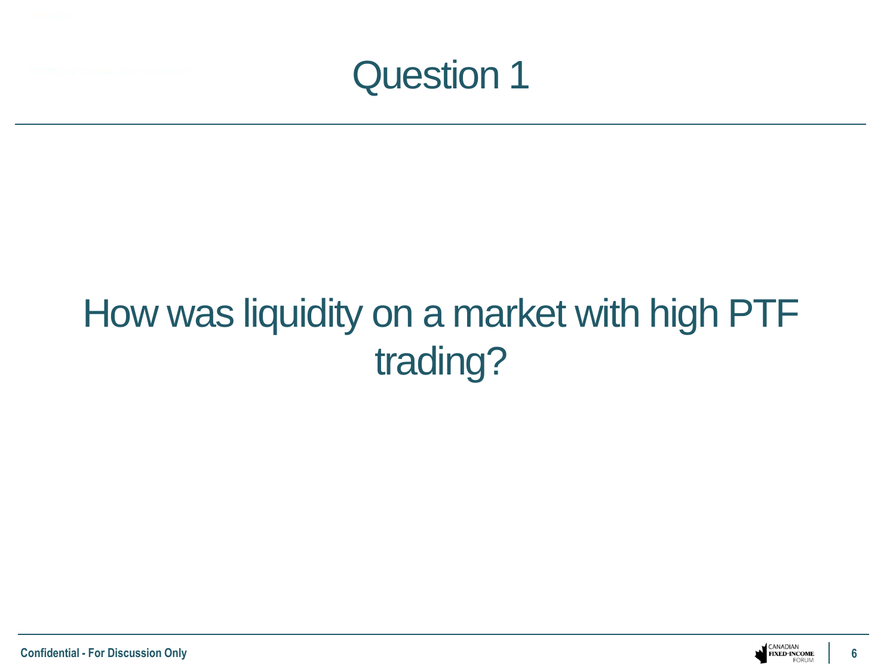# Question 1

How was liquidity on a market with high PTF trading?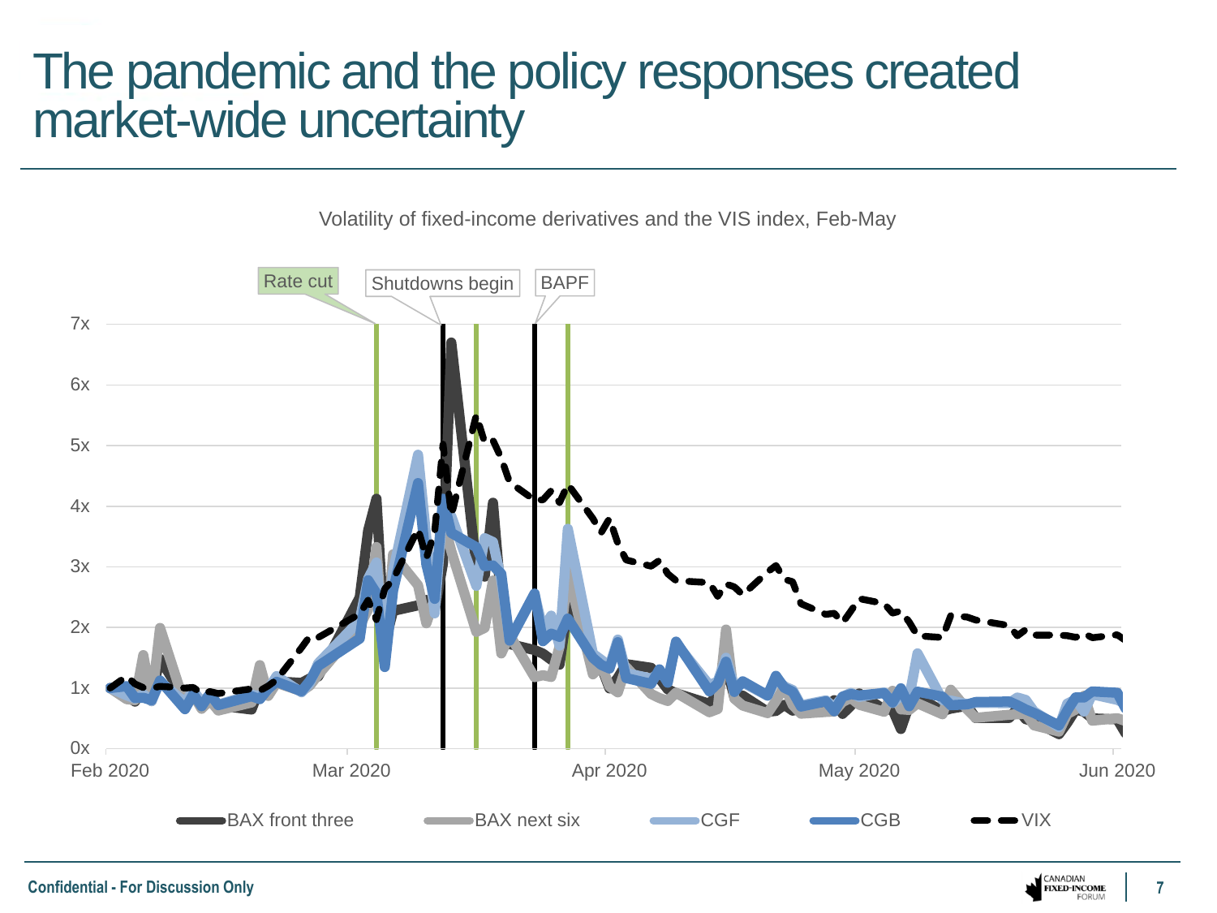# The pandemic and the policy responses created market-wide uncertainty

Volatility of fixed-income derivatives and the VIS index, Feb-May

Rate cut | Shutdowns begin | BAPF

7x
6x
5x
4x
3x
2x
1x
0x

Feb 2020 | Mar 2020 | Apr 2020 | May 2020 | Jun 2020

BAX front three | BAX next six | CGF | CGB | VIX

Confidential - For Discussion Only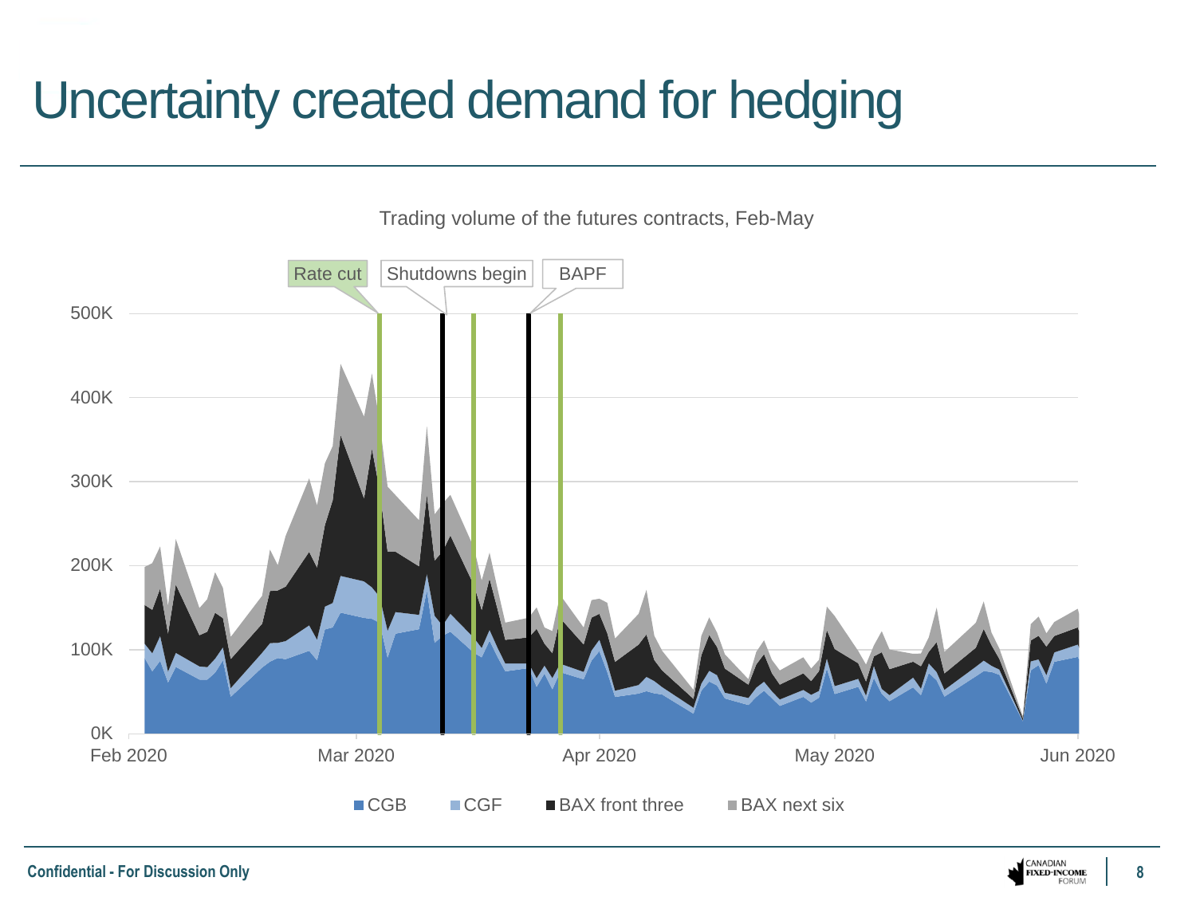# Uncertainty created demand for hedging

Trading volume of the futures contracts, Feb-May

Rate cut | Shutdowns begin | BAPF

500K
400K
300K
200K
100K
0K

Feb 2020 | Mar 2020 | Apr 2020 | May 2020 | Jun 2020

CGB | CGF | BAX front three | BAX next six

Confidential - For Discussion Only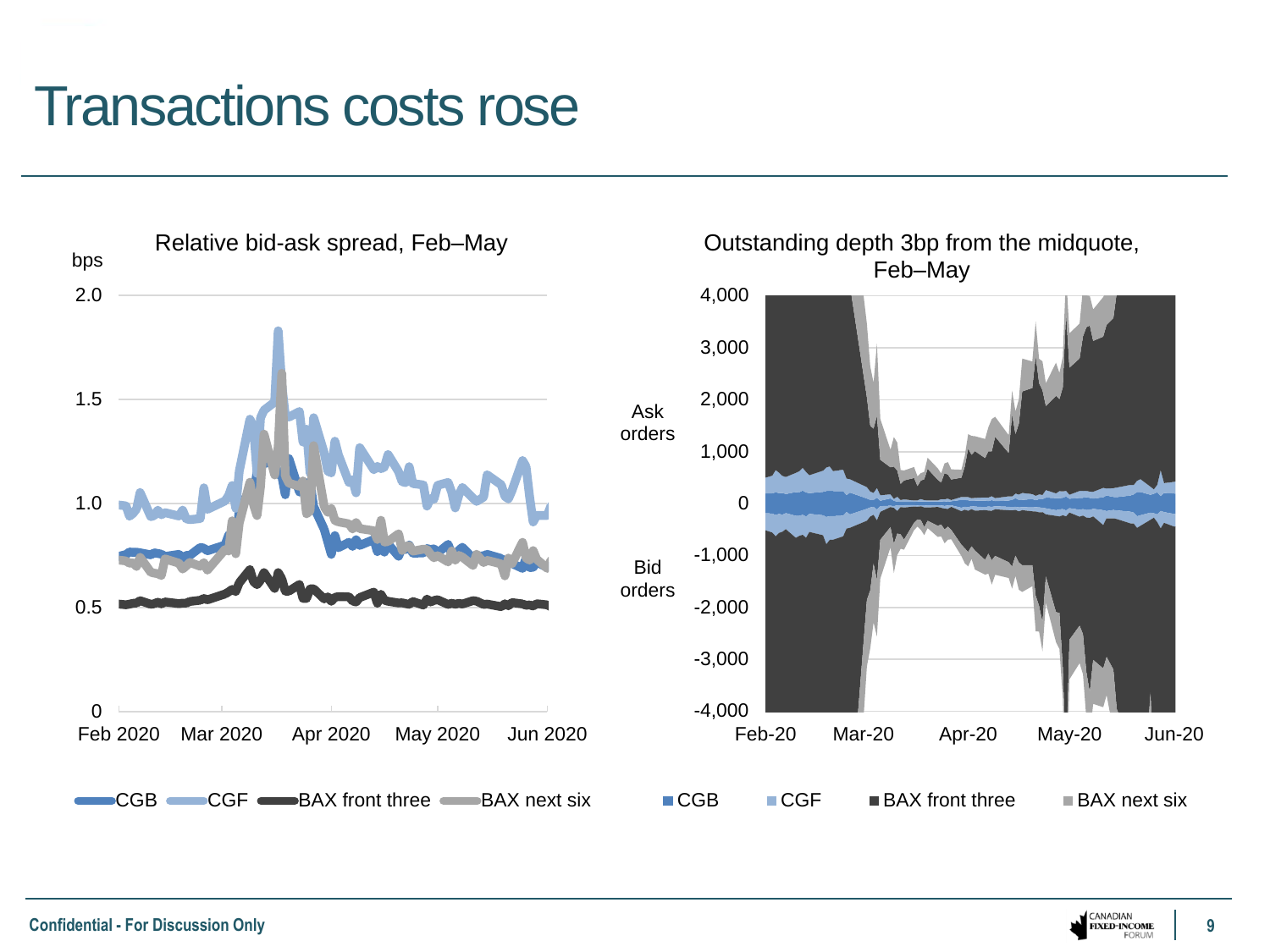# Transactions costs rose

**Relative bid-ask spread, Feb–May**

bps

2.0, 1.5, 1.0, 0.5, 0

Feb 2020, Mar 2020, Apr 2020, May 2020, Jun 2020

CGB, CGF, BAX front three, BAX next six

**Outstanding depth 3bp from the midquote, Feb–May**

Ask orders

Bid orders

4,000, 3,000, 2,000, 1,000, 0, -1,000, -2,000, -3,000, -4,000

Feb-20, Mar-20, Apr-20, May-20, Jun-20

CGB, CGF, BAX front three, BAX next six

Confidential - For Discussion Only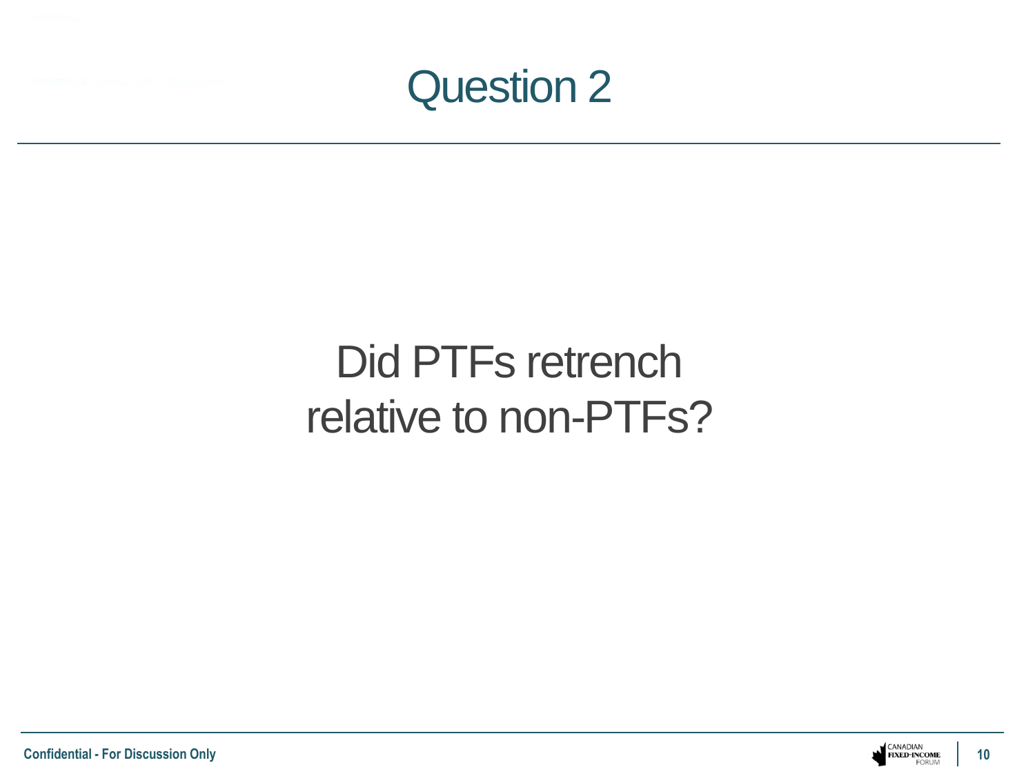# Question 2

Did PTFs retrench relative to non-PTFs?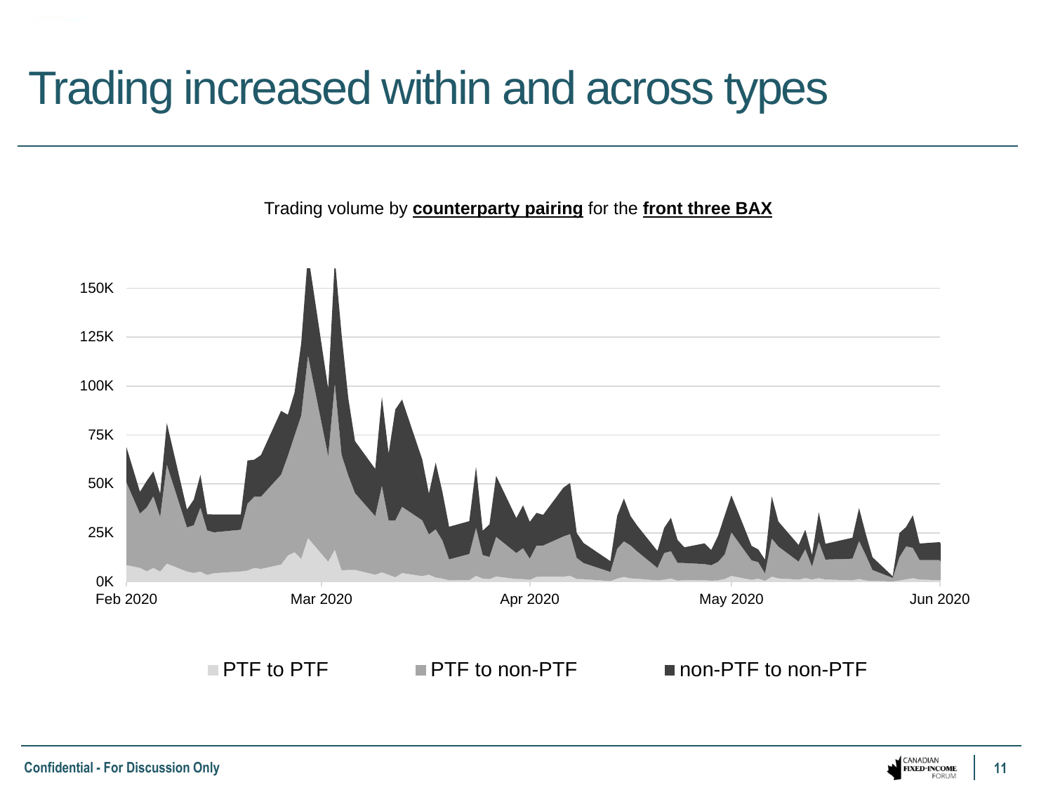# Trading increased within and across types

Trading volume by **counterparty pairing** for the **front three BAX**

150K
125K
100K
75K
50K
25K
0K

Feb 2020 Mar 2020 Apr 2020 May 2020 Jun 2020

PTF to PTF PTF to non-PTF non-PTF to non-PTF

Confidential - For Discussion Only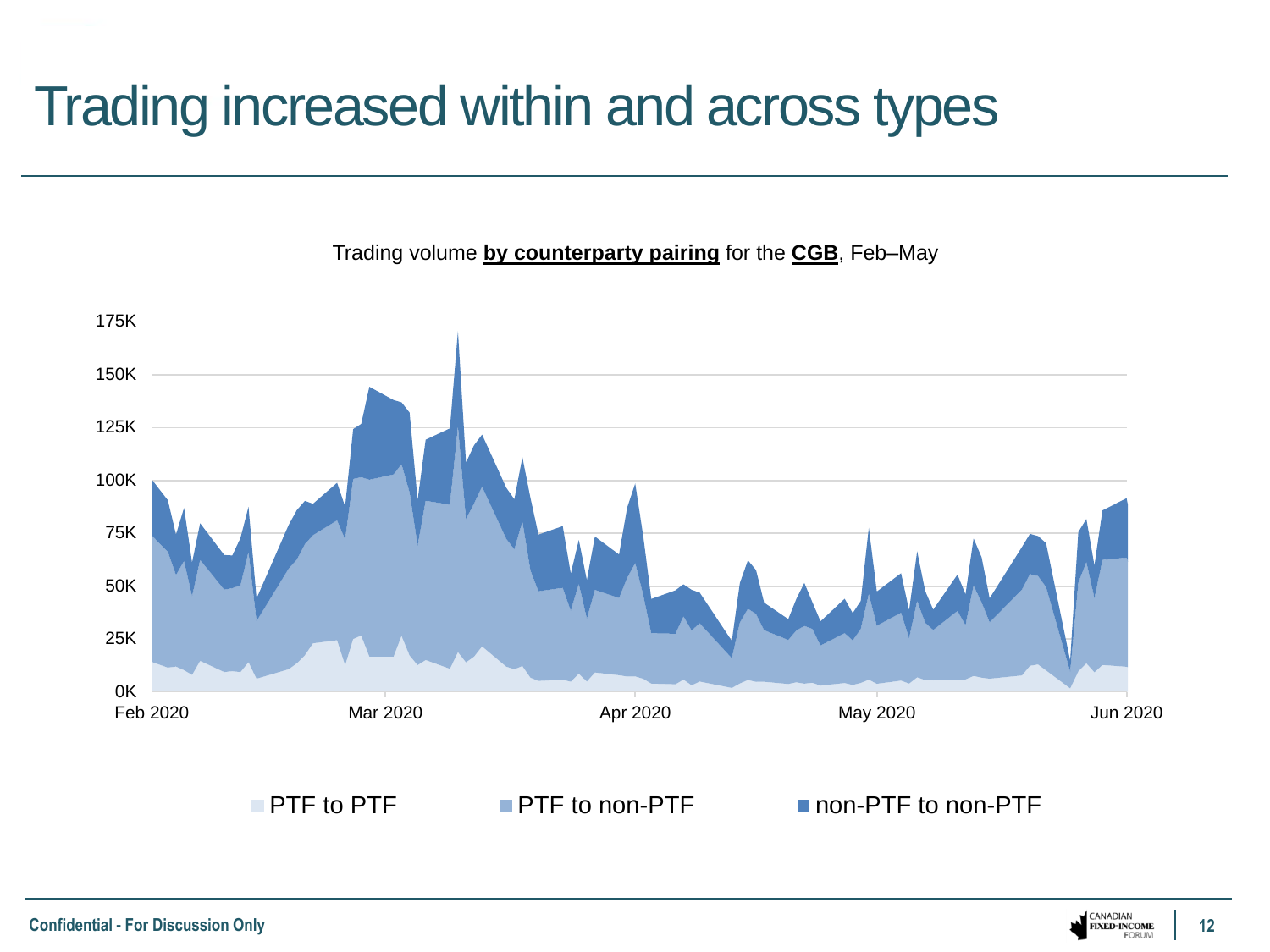# Trading increased within and across types

Trading volume **by counterparty pairing** for the **CGB**, Feb–May

175K
150K
125K
100K
75K
50K
25K
0K

Feb 2020 | Mar 2020 | Apr 2020 | May 2020 | Jun 2020

PTF to PTF | PTF to non-PTF | non-PTF to non-PTF

Confidential - For Discussion Only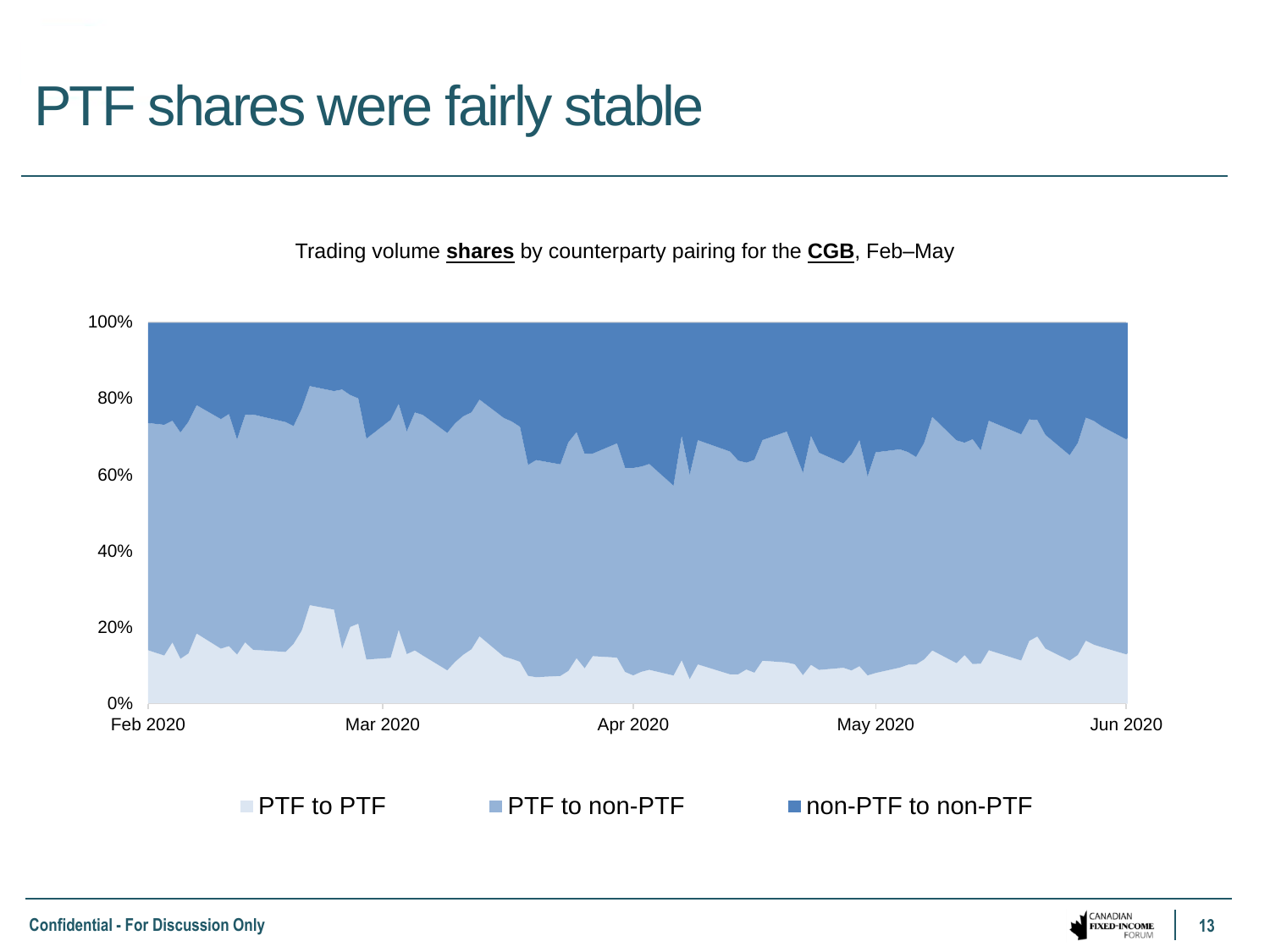# PTF shares were fairly stable

Trading volume **shares** by counterparty pairing for the **CGB**, Feb–May

100%
80%
60%
40%
20%
0%

Feb 2020 | Mar 2020 | Apr 2020 | May 2020 | Jun 2020

PTF to PTF | PTF to non-PTF | non-PTF to non-PTF

Confidential - For Discussion Only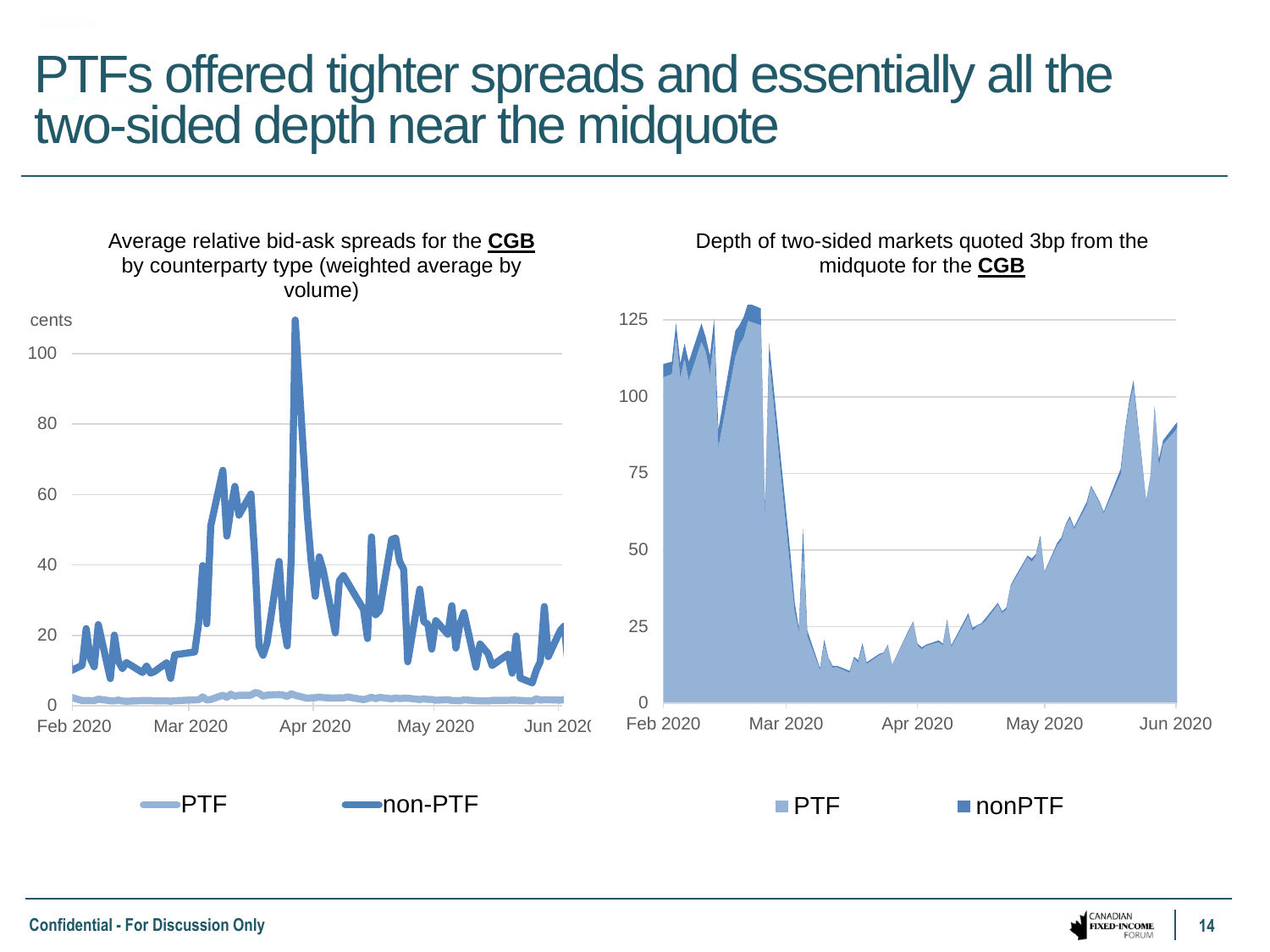# PTFs offered tighter spreads and essentially all the two-sided depth near the midquote

Average relative bid-ask spreads for the **CGB** by counterparty type (weighted average by volume)

Depth of two-sided markets quoted 3bp from the midquote for the **CGB**

Confidential - For Discussion Only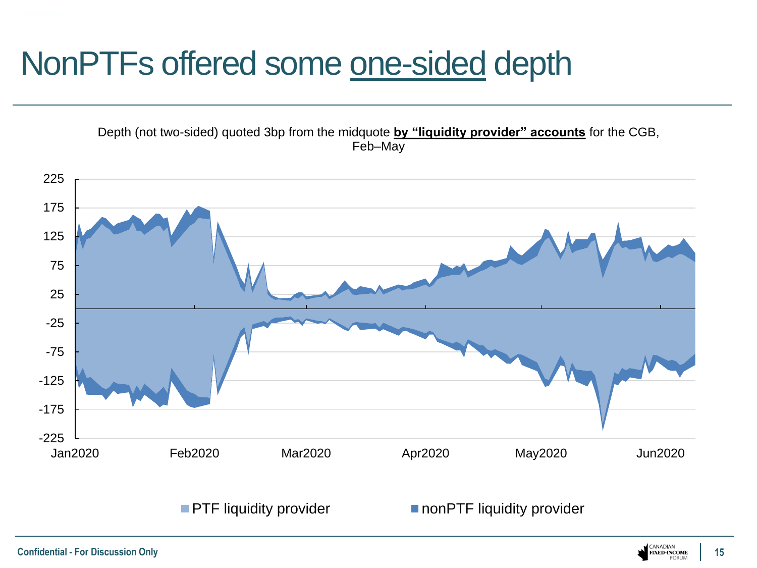# NonPTFs offered some one-sided depth

Depth (not two-sided) quoted 3bp from the midquote **by "liquidity provider" accounts** for the CGB, Feb–May

225
175
125
75
25
-25
-75
-125
-175
-225

Jan2020 Feb2020 Mar2020 Apr2020 May2020 Jun2020

PTF liquidity provider nonPTF liquidity provider

Confidential - For Discussion Only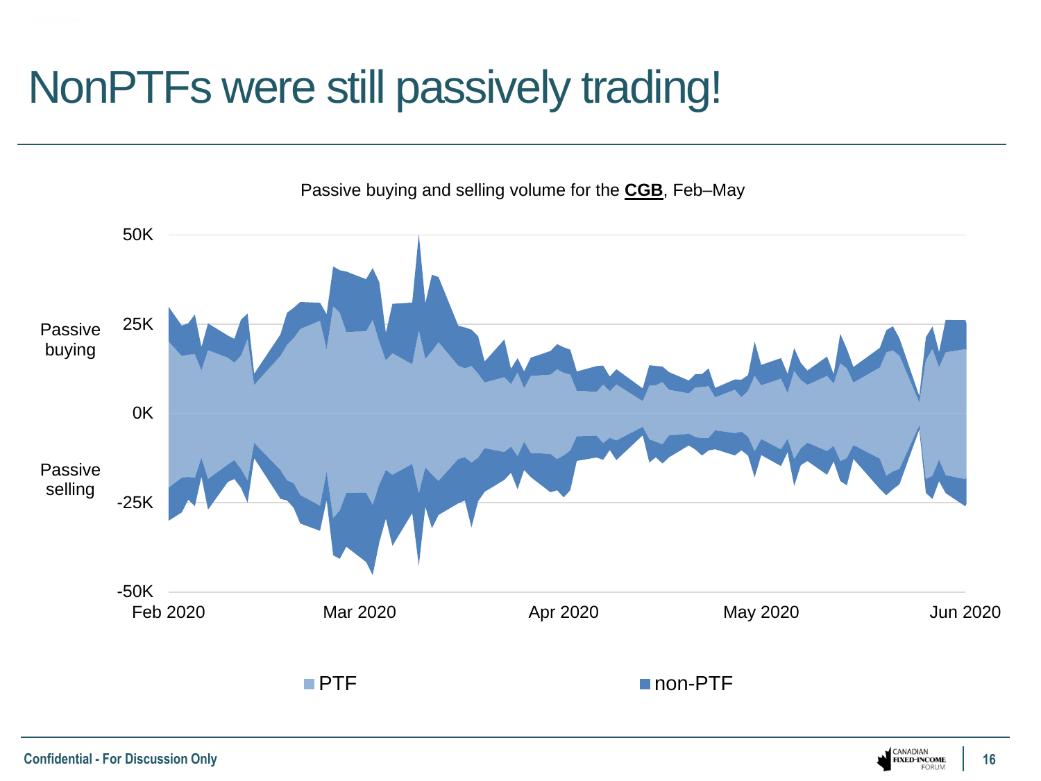# NonPTFs were still passively trading!

Passive buying and selling volume for the **CGB**, Feb–May

Passive buying

Passive selling

50K
25K
0K
-25K
-50K

Feb 2020 | Mar 2020 | Apr 2020 | May 2020 | Jun 2020

PTF | non-PTF

Confidential - For Discussion Only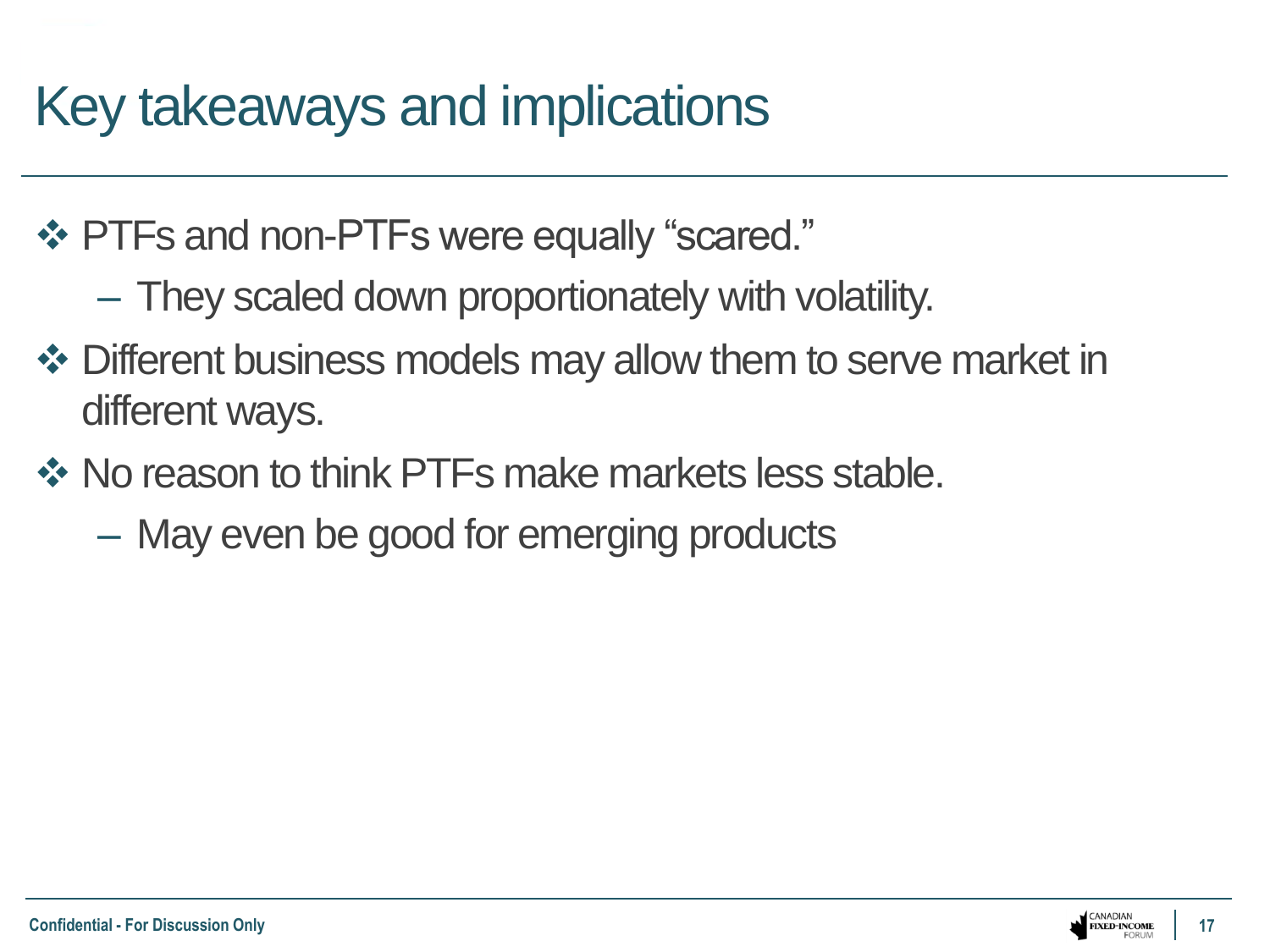# Key takeaways and implications

- PTFs and non-PTFs were equally "scared."
  - They scaled down proportionately with volatility.
- Different business models may allow them to serve market in different ways.
- No reason to think PTFs make markets less stable.
  - May even be good for emerging products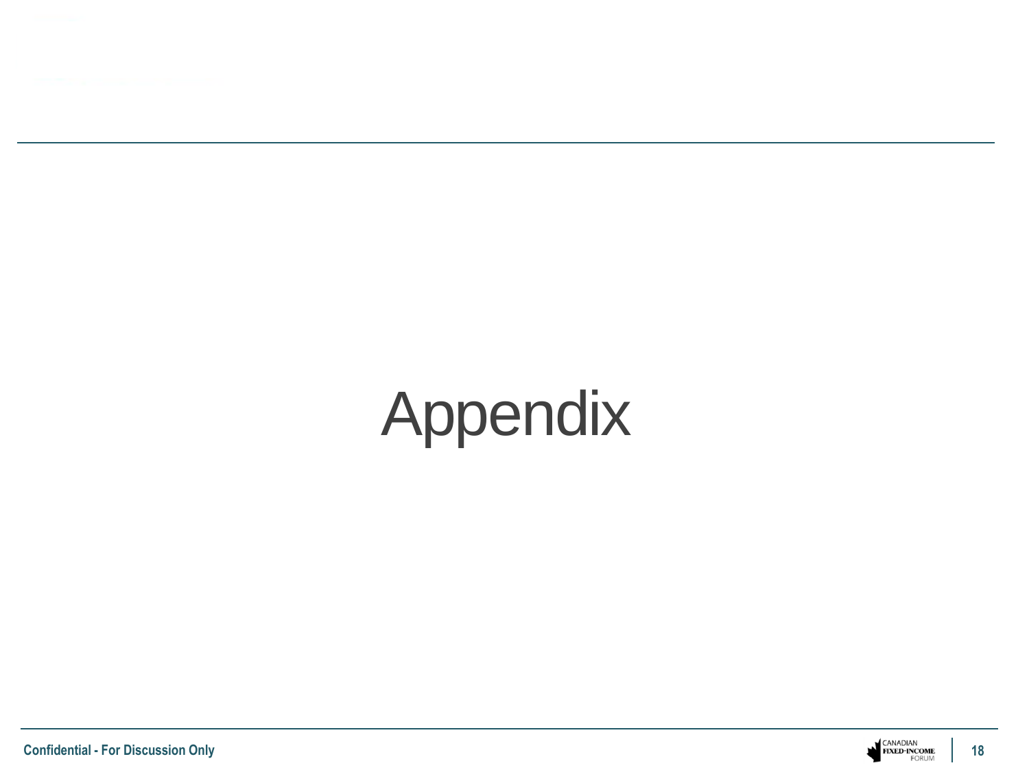# Appendix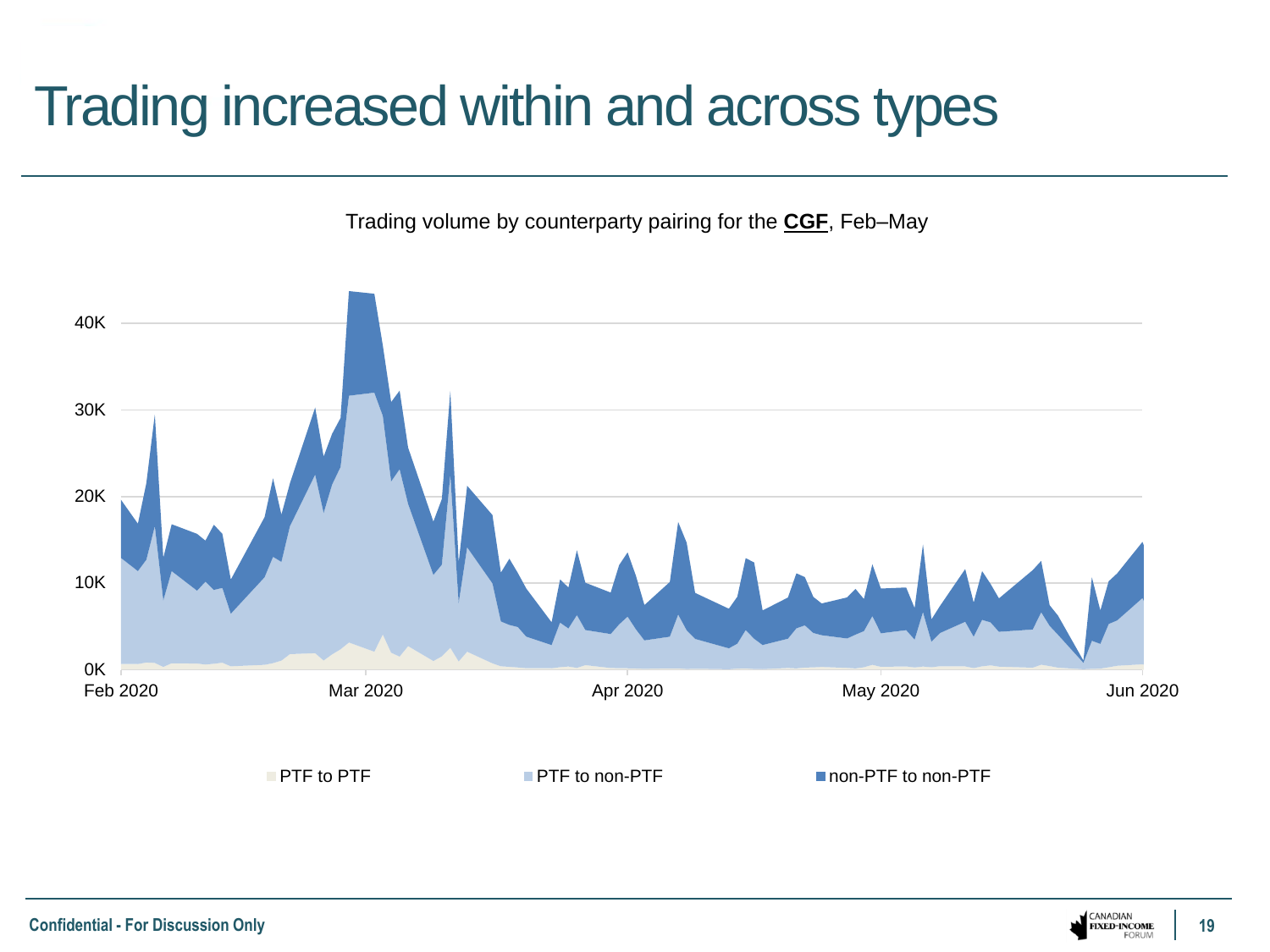# Trading increased within and across types

Trading volume by counterparty pairing for the **CGF**, Feb–May

40K
30K
20K
10K
0K

Feb 2020 | Mar 2020 | Apr 2020 | May 2020 | Jun 2020

PTF to PTF | PTF to non-PTF | non-PTF to non-PTF

Confidential - For Discussion Only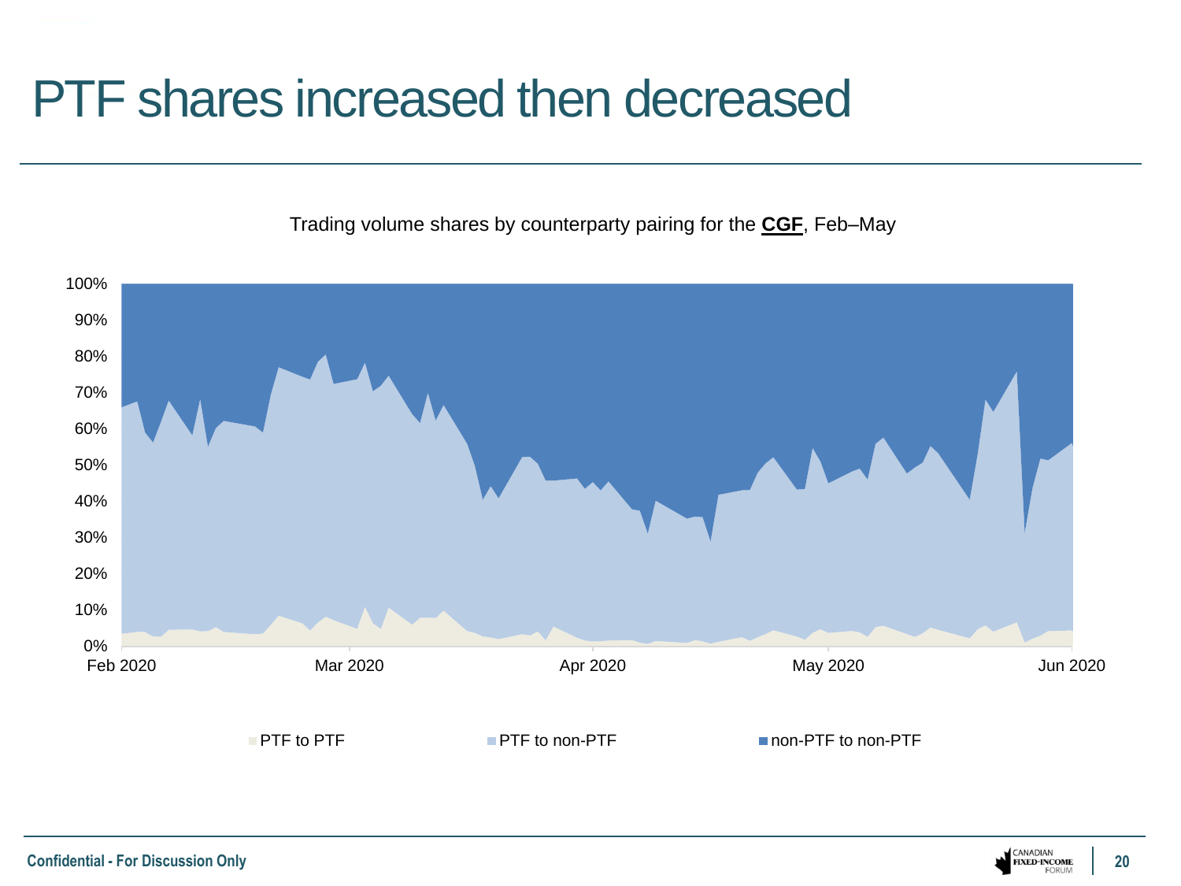# PTF shares increased then decreased

Trading volume shares by counterparty pairing for the **CGF**, Feb–May

100%
90%
80%
70%
60%
50%
40%
30%
20%
10%
0%

Feb 2020 Mar 2020 Apr 2020 May 2020 Jun 2020

PTF to PTF PTF to non-PTF non-PTF to non-PTF

Confidential - For Discussion Only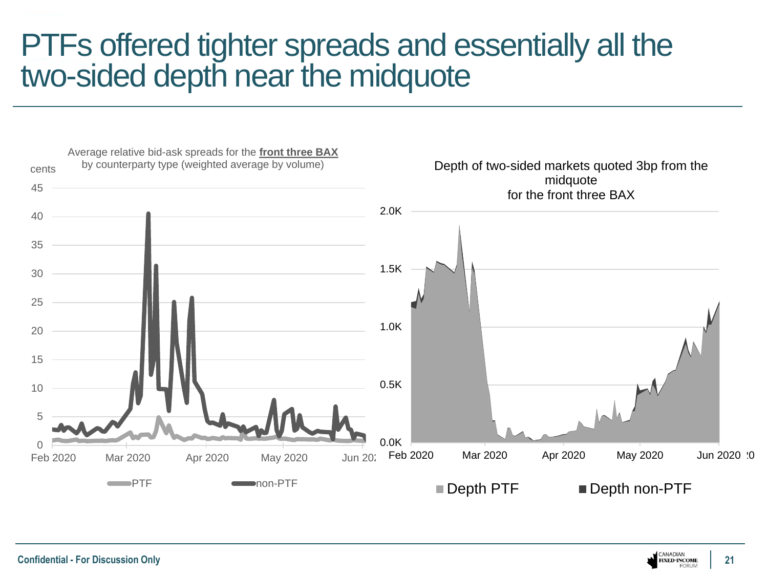# PTFs offered tighter spreads and essentially all the two-sided depth near the midquote

Average relative bid-ask spreads for the **front three BAX** by counterparty type (weighted average by volume)

cents

45
40
35
30
25
20
15
10
5
0

Feb 2020 Mar 2020 Apr 2020 May 2020 Jun 2020

PTF non-PTF

Depth of two-sided markets quoted 3bp from the midquote for the front three BAX

2.0K
1.5K
1.0K
0.5K
0.0K

Feb 2020 Mar 2020 Apr 2020 May 2020 Jun 2020

Depth PTF Depth non-PTF

Confidential - For Discussion Only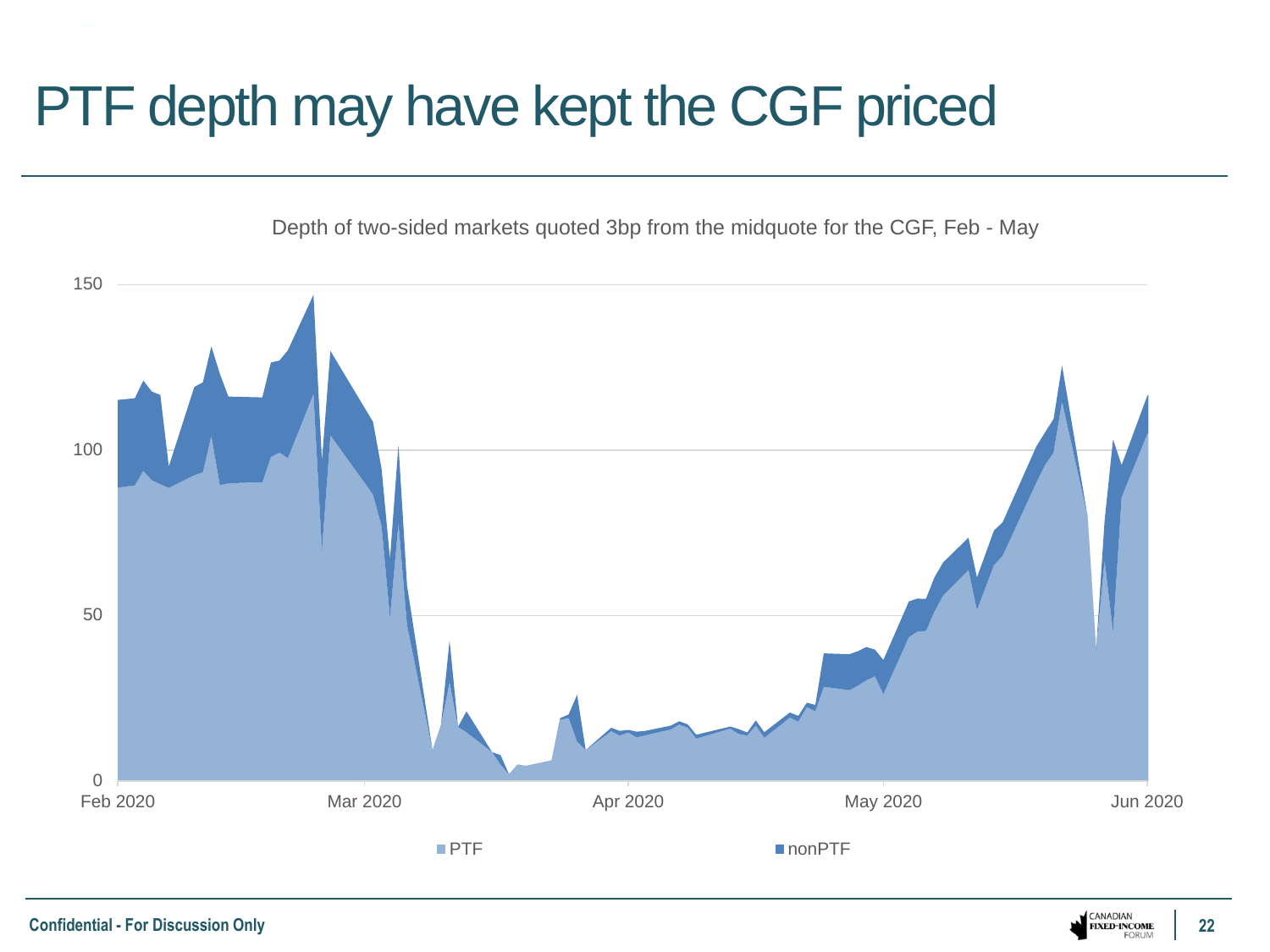# PTF depth may have kept the CGF priced

Depth of two-sided markets quoted 3bp from the midquote for the CGF, Feb - May

150

100

50

0

Feb 2020 | Mar 2020 | Apr 2020 | May 2020 | Jun 2020

PTF | nonPTF

Confidential - For Discussion Only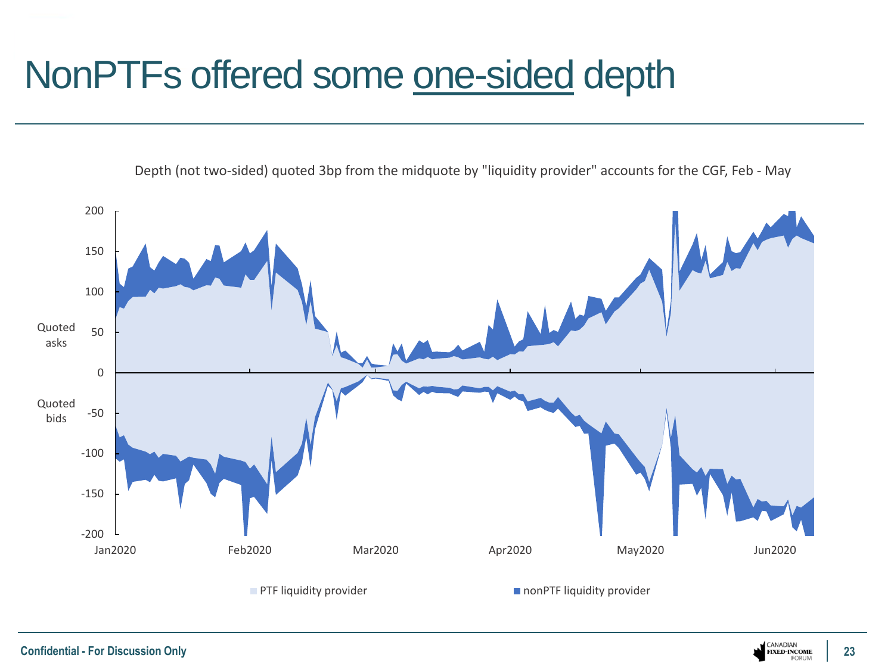# NonPTFs offered some one-sided depth

Depth (not two-sided) quoted 3bp from the midquote by "liquidity provider" accounts for the CGF, Feb - May

Quoted asks

Quoted bids

PTF liquidity provider

nonPTF liquidity provider

Confidential - For Discussion Only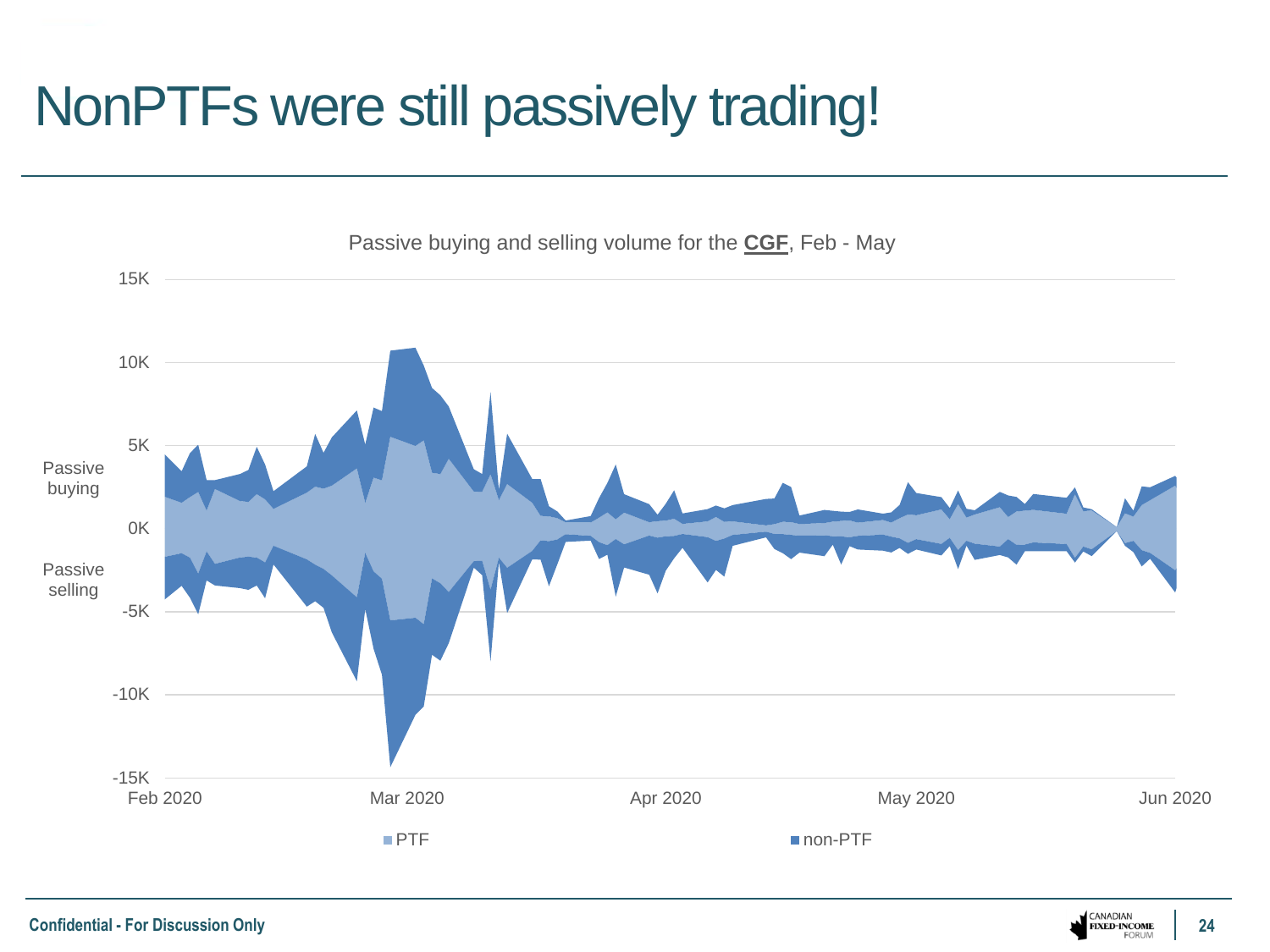# NonPTFs were still passively trading!

Passive buying and selling volume for the **CGF**, Feb - May

15K
10K
5K
0K
-5K
-10K
-15K

Passive buying

Passive selling

Feb 2020
Mar 2020
Apr 2020
May 2020
Jun 2020

PTF
non-PTF

Confidential - For Discussion Only